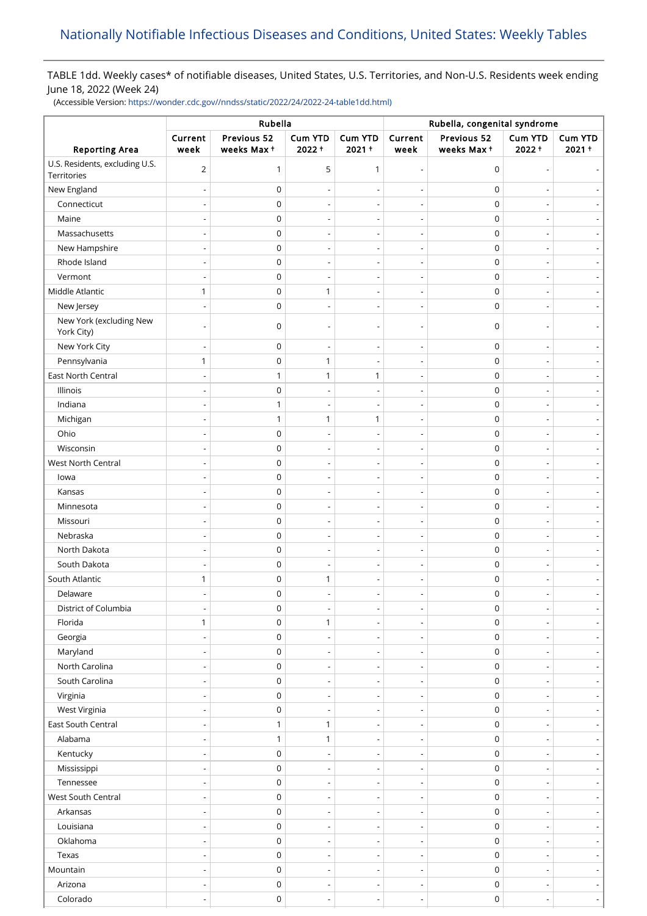# Nationally Notifiable Infectious Diseases and Conditions, United States: Weekly Tables

TABLE 1dd. Weekly cases* of notifiable diseases, United States, U.S. Territories, and Non-U.S. Residents week ending June 18, 2022 (Week 24)

(Accessible Version: https://wonder.cdc.gov//nndss/static/2022/24/2022-24-table1dd.html)

| Reporting Area | Rubella | | | | Rubella, congenital syndrome | | | |
|---|---|---|---|---|---|---|---|---|
| | Current week | Previous 52 weeks Max † | Cum YTD 2022 † | Cum YTD 2021 † | Current week | Previous 52 weeks Max † | Cum YTD 2022 † | Cum YTD 2021 † |
| U.S. Residents, excluding U.S. Territories | 2 | 1 | 5 | 1 | - | 0 | - | - |
| New England | - | 0 | - | - | - | 0 | - | - |
| Connecticut | - | 0 | - | - | - | 0 | - | - |
| Maine | - | 0 | - | - | - | 0 | - | - |
| Massachusetts | - | 0 | - | - | - | 0 | - | - |
| New Hampshire | - | 0 | - | - | - | 0 | - | - |
| Rhode Island | - | 0 | - | - | - | 0 | - | - |
| Vermont | - | 0 | - | - | - | 0 | - | - |
| Middle Atlantic | 1 | 0 | 1 | - | - | 0 | - | - |
| New Jersey | - | 0 | - | - | - | 0 | - | - |
| New York (excluding New York City) | - | 0 | - | - | - | 0 | - | - |
| New York City | - | 0 | - | - | - | 0 | - | - |
| Pennsylvania | 1 | 0 | 1 | - | - | 0 | - | - |
| East North Central | - | 1 | 1 | 1 | - | 0 | - | - |
| Illinois | - | 0 | - | - | - | 0 | - | - |
| Indiana | - | 1 | - | - | - | 0 | - | - |
| Michigan | - | 1 | 1 | 1 | - | 0 | - | - |
| Ohio | - | 0 | - | - | - | 0 | - | - |
| Wisconsin | - | 0 | - | - | - | 0 | - | - |
| West North Central | - | 0 | - | - | - | 0 | - | - |
| Iowa | - | 0 | - | - | - | 0 | - | - |
| Kansas | - | 0 | - | - | - | 0 | - | - |
| Minnesota | - | 0 | - | - | - | 0 | - | - |
| Missouri | - | 0 | - | - | - | 0 | - | - |
| Nebraska | - | 0 | - | - | - | 0 | - | - |
| North Dakota | - | 0 | - | - | - | 0 | - | - |
| South Dakota | - | 0 | - | - | - | 0 | - | - |
| South Atlantic | 1 | 0 | 1 | - | - | 0 | - | - |
| Delaware | - | 0 | - | - | - | 0 | - | - |
| District of Columbia | - | 0 | - | - | - | 0 | - | - |
| Florida | 1 | 0 | 1 | - | - | 0 | - | - |
| Georgia | - | 0 | - | - | - | 0 | - | - |
| Maryland | - | 0 | - | - | - | 0 | - | - |
| North Carolina | - | 0 | - | - | - | 0 | - | - |
| South Carolina | - | 0 | - | - | - | 0 | - | - |
| Virginia | - | 0 | - | - | - | 0 | - | - |
| West Virginia | - | 0 | - | - | - | 0 | - | - |
| East South Central | - | 1 | 1 | - | - | 0 | - | - |
| Alabama | - | 1 | 1 | - | - | 0 | - | - |
| Kentucky | - | 0 | - | - | - | 0 | - | - |
| Mississippi | - | 0 | - | - | - | 0 | - | - |
| Tennessee | - | 0 | - | - | - | 0 | - | - |
| West South Central | - | 0 | - | - | - | 0 | - | - |
| Arkansas | - | 0 | - | - | - | 0 | - | - |
| Louisiana | - | 0 | - | - | - | 0 | - | - |
| Oklahoma | - | 0 | - | - | - | 0 | - | - |
| Texas | - | 0 | - | - | - | 0 | - | - |
| Mountain | - | 0 | - | - | - | 0 | - | - |
| Arizona | - | 0 | - | - | - | 0 | - | - |
| Colorado | - | 0 | - | - | - | 0 | - | - |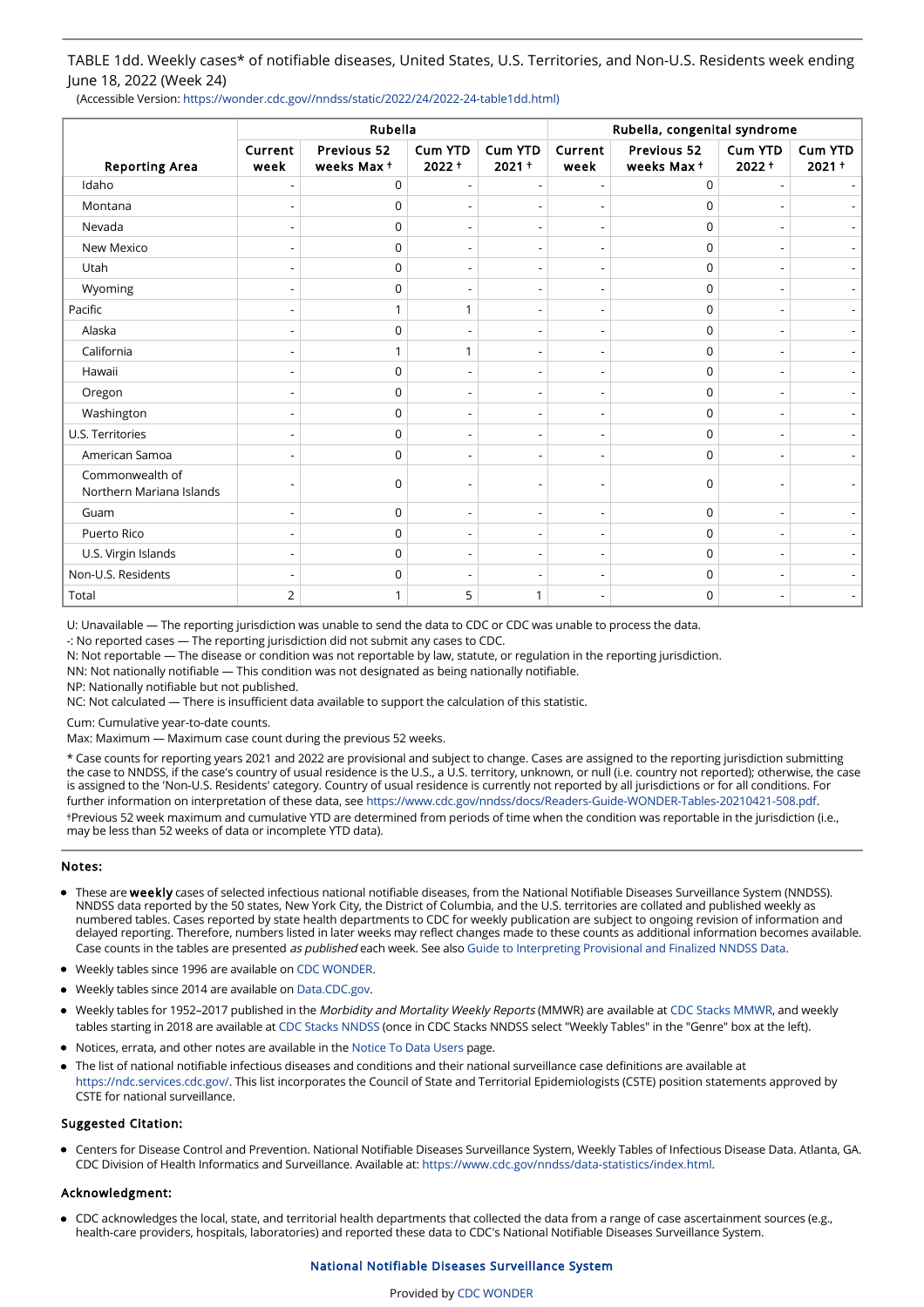TABLE 1dd. Weekly cases* of notifiable diseases, United States, U.S. Territories, and Non-U.S. Residents week ending June 18, 2022 (Week 24)

(Accessible Version: https://wonder.cdc.gov//nndss/static/2022/24/2022-24-table1dd.html)

| Reporting Area | Rubella | | | | Rubella, congenital syndrome | | | |
|---|---|---|---|---|---|---|---|---|
| | Current week | Previous 52 weeks Max † | Cum YTD 2022 † | Cum YTD 2021 † | Current week | Previous 52 weeks Max † | Cum YTD 2022 † | Cum YTD 2021 † |
| Idaho | - | 0 | - | - | - | 0 | - | - |
| Montana | - | 0 | - | - | - | 0 | - | - |
| Nevada | - | 0 | - | - | - | 0 | - | - |
| New Mexico | - | 0 | - | - | - | 0 | - | - |
| Utah | - | 0 | - | - | - | 0 | - | - |
| Wyoming | - | 0 | - | - | - | 0 | - | - |
| Pacific | - | 1 | 1 | - | - | 0 | - | - |
| Alaska | - | 0 | - | - | - | 0 | - | - |
| California | - | 1 | 1 | - | - | 0 | - | - |
| Hawaii | - | 0 | - | - | - | 0 | - | - |
| Oregon | - | 0 | - | - | - | 0 | - | - |
| Washington | - | 0 | - | - | - | 0 | - | - |
| U.S. Territories | - | 0 | - | - | - | 0 | - | - |
| American Samoa | - | 0 | - | - | - | 0 | - | - |
| Commonwealth of Northern Mariana Islands | - | 0 | - | - | - | 0 | - | - |
| Guam | - | 0 | - | - | - | 0 | - | - |
| Puerto Rico | - | 0 | - | - | - | 0 | - | - |
| U.S. Virgin Islands | - | 0 | - | - | - | 0 | - | - |
| Non-U.S. Residents | - | 0 | - | - | - | 0 | - | - |
| Total | 2 | 1 | 5 | 1 | - | 0 | - | - |

U: Unavailable — The reporting jurisdiction was unable to send the data to CDC or CDC was unable to process the data.

-: No reported cases — The reporting jurisdiction did not submit any cases to CDC.

N: Not reportable — The disease or condition was not reportable by law, statute, or regulation in the reporting jurisdiction.

NN: Not nationally notifiable — This condition was not designated as being nationally notifiable.

NP: Nationally notifiable but not published.

NC: Not calculated — There is insufficient data available to support the calculation of this statistic.

Cum: Cumulative year-to-date counts.

Max: Maximum — Maximum case count during the previous 52 weeks.

* Case counts for reporting years 2021 and 2022 are provisional and subject to change. Cases are assigned to the reporting jurisdiction submitting the case to NNDSS, if the case's country of usual residence is the U.S., a U.S. territory, unknown, or null (i.e. country not reported); otherwise, the case is assigned to the 'Non-U.S. Residents' category. Country of usual residence is currently not reported by all jurisdictions or for all conditions. For further information on interpretation of these data, see https://www.cdc.gov/nndss/docs/Readers-Guide-WONDER-Tables-20210421-508.pdf.

†Previous 52 week maximum and cumulative YTD are determined from periods of time when the condition was reportable in the jurisdiction (i.e., may be less than 52 weeks of data or incomplete YTD data).

### Notes:

- These are **weekly** cases of selected infectious national notifiable diseases, from the National Notifiable Diseases Surveillance System (NNDSS). NNDSS data reported by the 50 states, New York City, the District of Columbia, and the U.S. territories are collated and published weekly as numbered tables. Cases reported by state health departments to CDC for weekly publication are subject to ongoing revision of information and delayed reporting. Therefore, numbers listed in later weeks may reflect changes made to these counts as additional information becomes available. Case counts in the tables are presented *as published* each week. See also Guide to Interpreting Provisional and Finalized NNDSS Data.
- Weekly tables since 1996 are available on CDC WONDER.
- Weekly tables since 2014 are available on Data.CDC.gov.
- Weekly tables for 1952–2017 published in the *Morbidity and Mortality Weekly Reports* (MMWR) are available at CDC Stacks MMWR, and weekly tables starting in 2018 are available at CDC Stacks NNDSS (once in CDC Stacks NNDSS select "Weekly Tables" in the "Genre" box at the left).
- Notices, errata, and other notes are available in the Notice To Data Users page.
- The list of national notifiable infectious diseases and conditions and their national surveillance case definitions are available at https://ndc.services.cdc.gov/. This list incorporates the Council of State and Territorial Epidemiologists (CSTE) position statements approved by CSTE for national surveillance.

### Suggested Citation:

- Centers for Disease Control and Prevention. National Notifiable Diseases Surveillance System, Weekly Tables of Infectious Disease Data. Atlanta, GA. CDC Division of Health Informatics and Surveillance. Available at: https://www.cdc.gov/nndss/data-statistics/index.html.

### Acknowledgment:

- CDC acknowledges the local, state, and territorial health departments that collected the data from a range of case ascertainment sources (e.g., health-care providers, hospitals, laboratories) and reported these data to CDC's National Notifiable Diseases Surveillance System.

National Notifiable Diseases Surveillance System

Provided by CDC WONDER